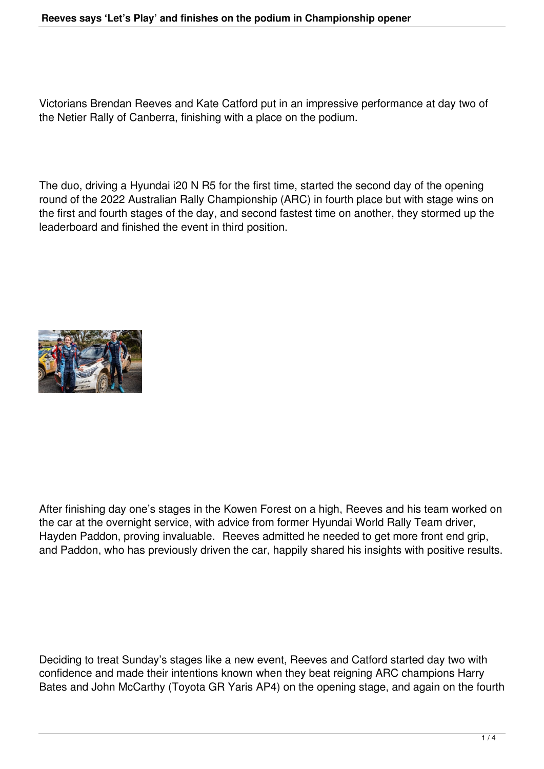Victorians Brendan Reeves and Kate Catford put in an impressive performance at day two of the Netier Rally of Canberra, finishing with a place on the podium.

The duo, driving a Hyundai i20 N R5 for the first time, started the second day of the opening round of the 2022 Australian Rally Championship (ARC) in fourth place but with stage wins on the first and fourth stages of the day, and second fastest time on another, they stormed up the leaderboard and finished the event in third position.

After finishing day one's stages in the Kowen Forest on a high, Reeves and his team worked on the car at the overnight service, with advice from former Hyundai World Rally Team driver, Hayden Paddon, proving invaluable. Reeves admitted he needed to get more front end grip, and Paddon, who has previously driven the car, happily shared his insights with positive results.

Deciding to treat Sunday's stages like a new event, Reeves and Catford started day two with confidence and made their intentions known when they beat reigning ARC champions Harry Bates and John McCarthy (Toyota GR Yaris AP4) on the opening stage, and again on the fourth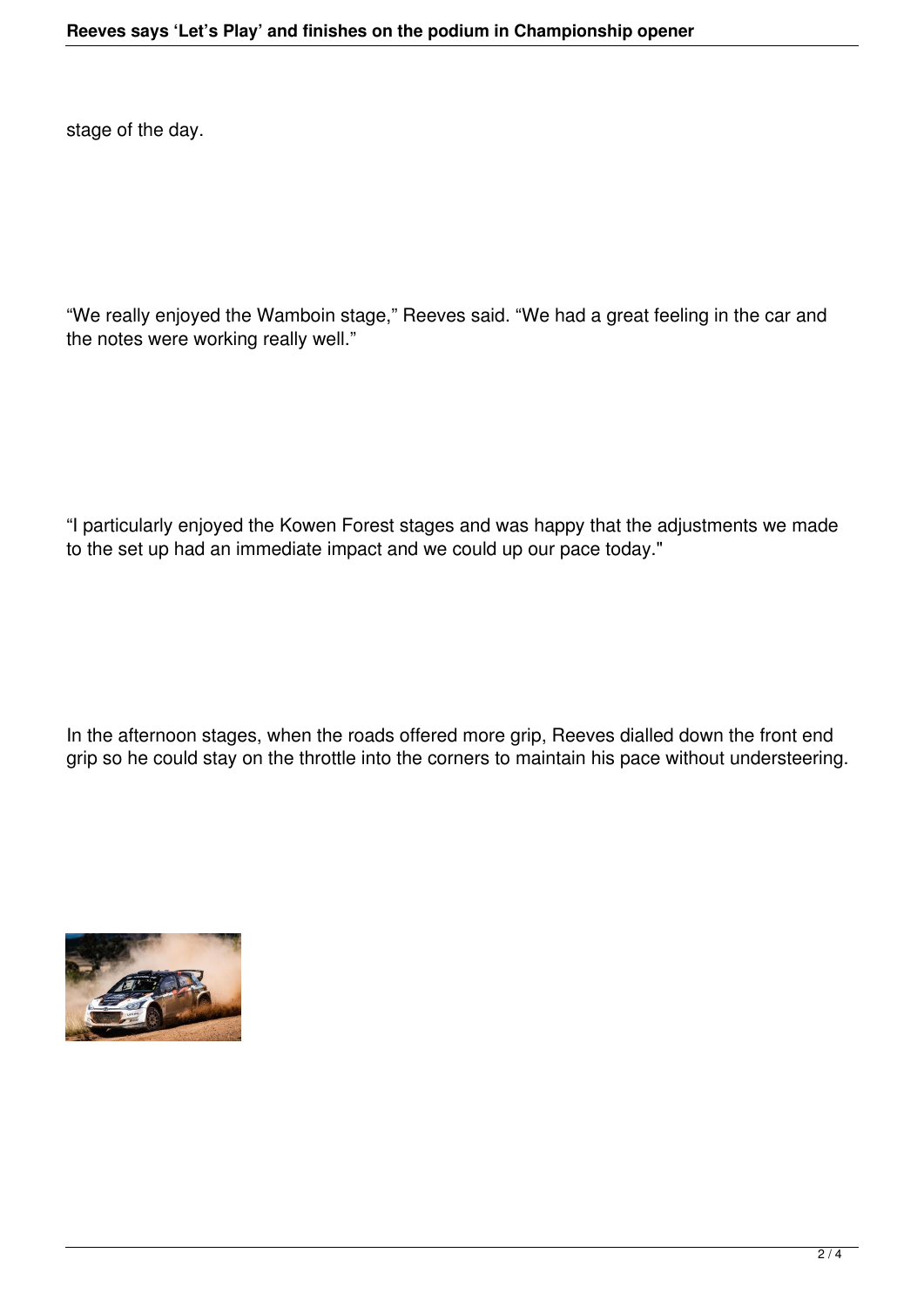stage of the day.

“We really enjoyed the Wamboin stage,” Reeves said. “We had a great feeling in the car and the notes were working really well.”

“I particularly enjoyed the Kowen Forest stages and was happy that the adjustments we made to the set up had an immediate impact and we could up our pace today."

In the afternoon stages, when the roads offered more grip, Reeves dialled down the front end grip so he could stay on the throttle into the corners to maintain his pace without understeering.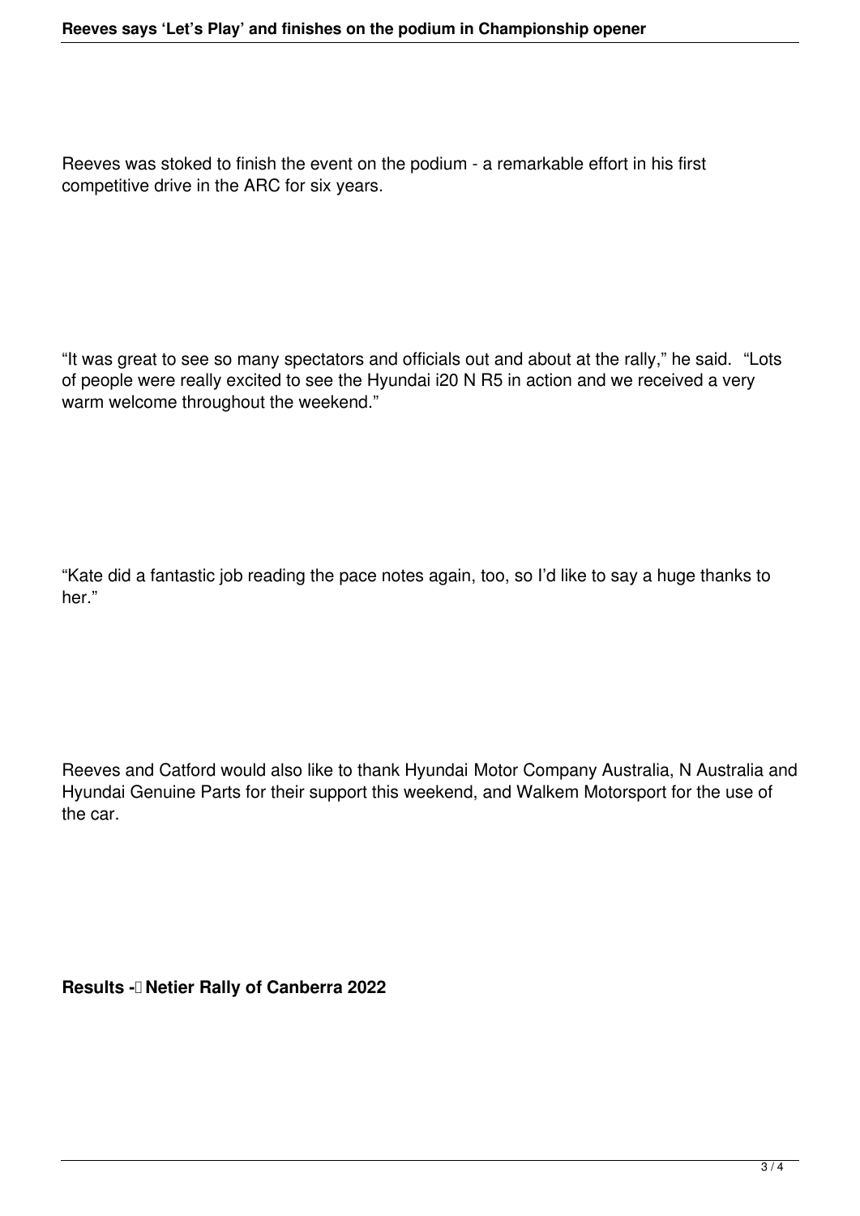Reeves was stoked to finish the event on the podium - a remarkable effort in his first competitive drive in the ARC for six years.

“It was great to see so many spectators and officials out and about at the rally,” he said. “Lots of people were really excited to see the Hyundai i20 N R5 in action and we received a very warm welcome throughout the weekend.”

“Kate did a fantastic job reading the pace notes again, too, so I’d like to say a huge thanks to her.”

Reeves and Catford would also like to thank Hyundai Motor Company Australia, N Australia and Hyundai Genuine Parts for their support this weekend, and Walkem Motorsport for the use of the car.

**Results - Netier Rally of Canberra 2022**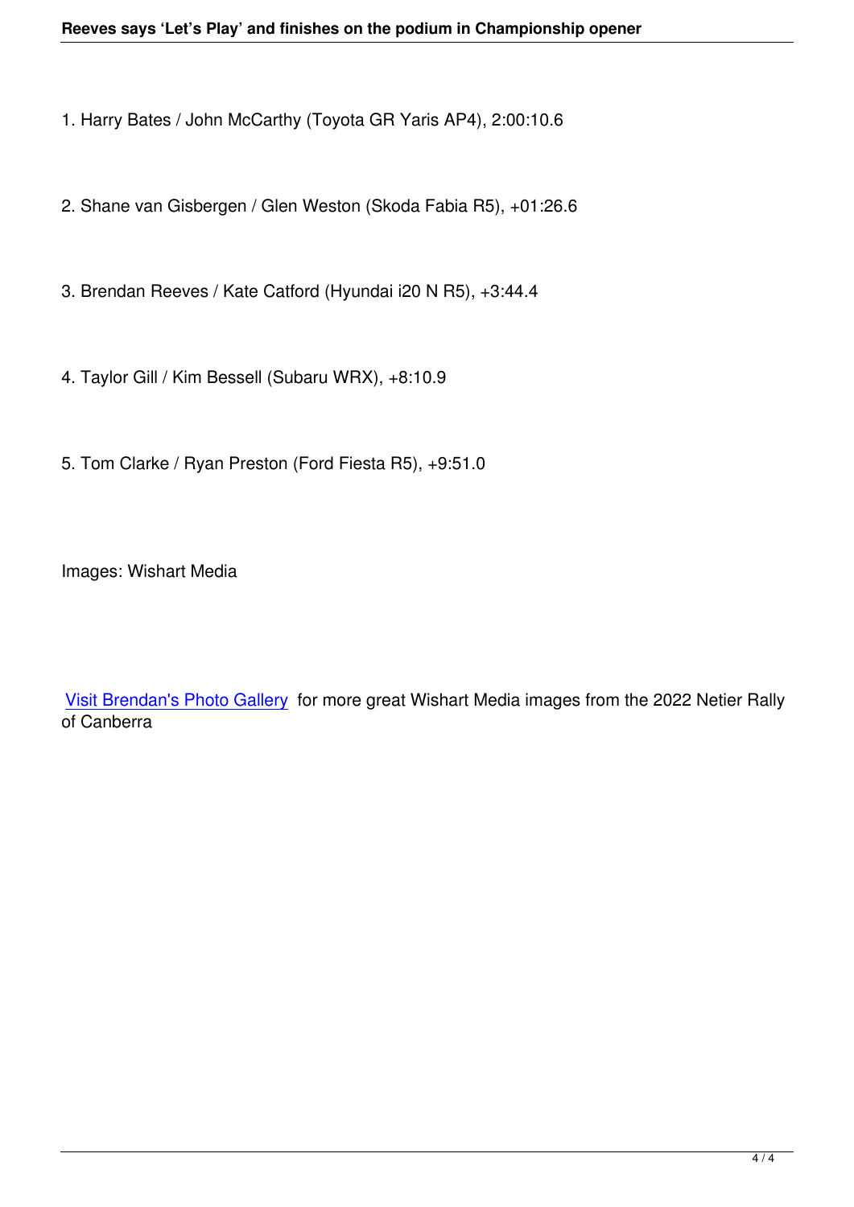1. Harry Bates / John McCarthy (Toyota GR Yaris AP4), 2:00:10.6

2. Shane van Gisbergen / Glen Weston (Skoda Fabia R5), +01:26.6

3. Brendan Reeves / Kate Catford (Hyundai i20 N R5), +3:44.4

4. Taylor Gill / Kim Bessell (Subaru WRX), +8:10.9

5. Tom Clarke / Ryan Preston (Ford Fiesta R5), +9:51.0

Images: Wishart Media

Visit Brendan's Photo Gallery for more great Wishart Media images from the 2022 Netier Rally of Canberra